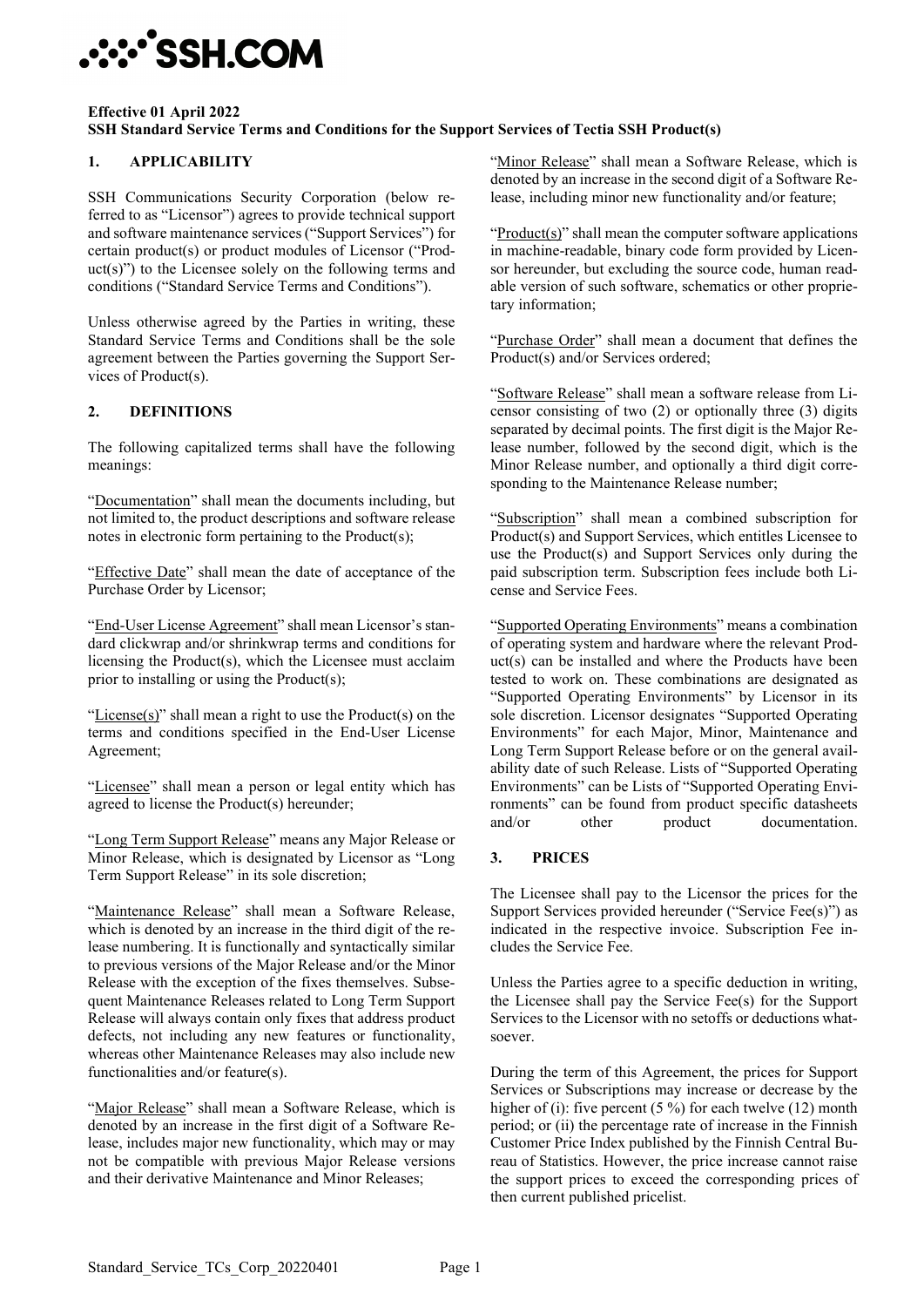**Effective 01 April 2022**
**SSH Standard Service Terms and Conditions for the Support Services of Tectia SSH Product(s)**

## 1. APPLICABILITY

SSH Communications Security Corporation (below referred to as "Licensor") agrees to provide technical support and software maintenance services ("Support Services") for certain product(s) or product modules of Licensor ("Product(s)") to the Licensee solely on the following terms and conditions ("Standard Service Terms and Conditions").

Unless otherwise agreed by the Parties in writing, these Standard Service Terms and Conditions shall be the sole agreement between the Parties governing the Support Services of Product(s).

## 2. DEFINITIONS

The following capitalized terms shall have the following meanings:

"Documentation" shall mean the documents including, but not limited to, the product descriptions and software release notes in electronic form pertaining to the Product(s);

"Effective Date" shall mean the date of acceptance of the Purchase Order by Licensor;

"End-User License Agreement" shall mean Licensor's standard clickwrap and/or shrinkwrap terms and conditions for licensing the Product(s), which the Licensee must acclaim prior to installing or using the Product(s);

"License(s)" shall mean a right to use the Product(s) on the terms and conditions specified in the End-User License Agreement;

"Licensee" shall mean a person or legal entity which has agreed to license the Product(s) hereunder;

"Long Term Support Release" means any Major Release or Minor Release, which is designated by Licensor as "Long Term Support Release" in its sole discretion;

"Maintenance Release" shall mean a Software Release, which is denoted by an increase in the third digit of the release numbering. It is functionally and syntactically similar to previous versions of the Major Release and/or the Minor Release with the exception of the fixes themselves. Subsequent Maintenance Releases related to Long Term Support Release will always contain only fixes that address product defects, not including any new features or functionality, whereas other Maintenance Releases may also include new functionalities and/or feature(s).

"Major Release" shall mean a Software Release, which is denoted by an increase in the first digit of a Software Release, includes major new functionality, which may or may not be compatible with previous Major Release versions and their derivative Maintenance and Minor Releases;

"Minor Release" shall mean a Software Release, which is denoted by an increase in the second digit of a Software Release, including minor new functionality and/or feature;

"Product(s)" shall mean the computer software applications in machine-readable, binary code form provided by Licensor hereunder, but excluding the source code, human readable version of such software, schematics or other proprietary information;

"Purchase Order" shall mean a document that defines the Product(s) and/or Services ordered;

"Software Release" shall mean a software release from Licensor consisting of two (2) or optionally three (3) digits separated by decimal points. The first digit is the Major Release number, followed by the second digit, which is the Minor Release number, and optionally a third digit corresponding to the Maintenance Release number;

"Subscription" shall mean a combined subscription for Product(s) and Support Services, which entitles Licensee to use the Product(s) and Support Services only during the paid subscription term. Subscription fees include both License and Service Fees.

"Supported Operating Environments" means a combination of operating system and hardware where the relevant Product(s) can be installed and where the Products have been tested to work on. These combinations are designated as "Supported Operating Environments" by Licensor in its sole discretion. Licensor designates "Supported Operating Environments" for each Major, Minor, Maintenance and Long Term Support Release before or on the general availability date of such Release. Lists of "Supported Operating Environments" can be Lists of "Supported Operating Environments" can be found from product specific datasheets and/or other product documentation.

## 3. PRICES

The Licensee shall pay to the Licensor the prices for the Support Services provided hereunder ("Service Fee(s)") as indicated in the respective invoice. Subscription Fee includes the Service Fee.

Unless the Parties agree to a specific deduction in writing, the Licensee shall pay the Service Fee(s) for the Support Services to the Licensor with no setoffs or deductions whatsoever.

During the term of this Agreement, the prices for Support Services or Subscriptions may increase or decrease by the higher of (i): five percent (5 %) for each twelve (12) month period; or (ii) the percentage rate of increase in the Finnish Customer Price Index published by the Finnish Central Bureau of Statistics. However, the price increase cannot raise the support prices to exceed the corresponding prices of then current published pricelist.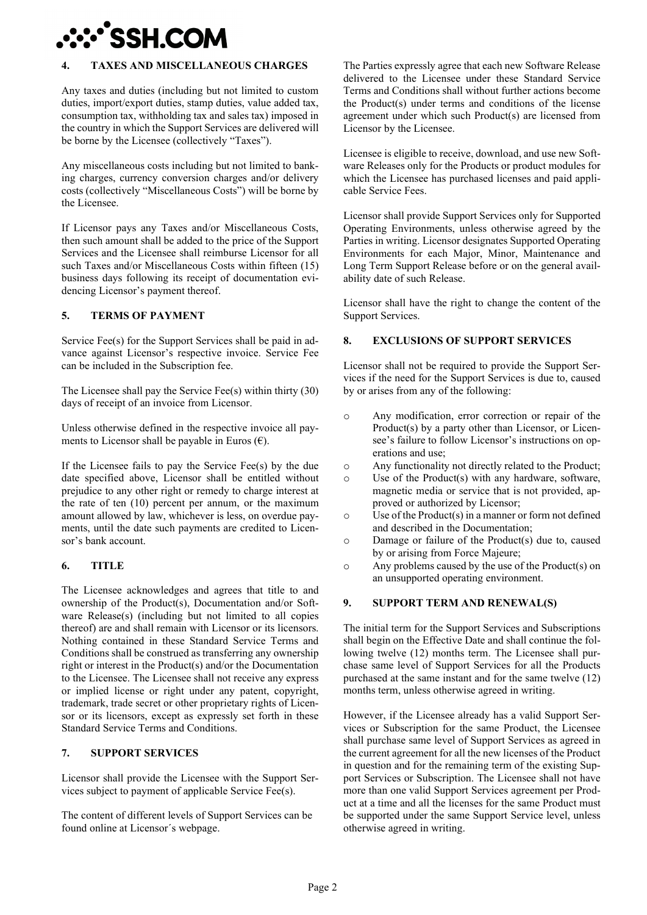## 4. TAXES AND MISCELLANEOUS CHARGES

Any taxes and duties (including but not limited to custom duties, import/export duties, stamp duties, value added tax, consumption tax, withholding tax and sales tax) imposed in the country in which the Support Services are delivered will be borne by the Licensee (collectively "Taxes").

Any miscellaneous costs including but not limited to banking charges, currency conversion charges and/or delivery costs (collectively "Miscellaneous Costs") will be borne by the Licensee.

If Licensor pays any Taxes and/or Miscellaneous Costs, then such amount shall be added to the price of the Support Services and the Licensee shall reimburse Licensor for all such Taxes and/or Miscellaneous Costs within fifteen (15) business days following its receipt of documentation evidencing Licensor's payment thereof.

## 5. TERMS OF PAYMENT

Service Fee(s) for the Support Services shall be paid in advance against Licensor's respective invoice. Service Fee can be included in the Subscription fee.

The Licensee shall pay the Service Fee(s) within thirty (30) days of receipt of an invoice from Licensor.

Unless otherwise defined in the respective invoice all payments to Licensor shall be payable in Euros (€).

If the Licensee fails to pay the Service Fee(s) by the due date specified above, Licensor shall be entitled without prejudice to any other right or remedy to charge interest at the rate of ten (10) percent per annum, or the maximum amount allowed by law, whichever is less, on overdue payments, until the date such payments are credited to Licensor's bank account.

## 6. TITLE

The Licensee acknowledges and agrees that title to and ownership of the Product(s), Documentation and/or Software Release(s) (including but not limited to all copies thereof) are and shall remain with Licensor or its licensors. Nothing contained in these Standard Service Terms and Conditions shall be construed as transferring any ownership right or interest in the Product(s) and/or the Documentation to the Licensee. The Licensee shall not receive any express or implied license or right under any patent, copyright, trademark, trade secret or other proprietary rights of Licensor or its licensors, except as expressly set forth in these Standard Service Terms and Conditions.

## 7. SUPPORT SERVICES

Licensor shall provide the Licensee with the Support Services subject to payment of applicable Service Fee(s).

The content of different levels of Support Services can be found online at Licensor´s webpage.

The Parties expressly agree that each new Software Release delivered to the Licensee under these Standard Service Terms and Conditions shall without further actions become the Product(s) under terms and conditions of the license agreement under which such Product(s) are licensed from Licensor by the Licensee.

Licensee is eligible to receive, download, and use new Software Releases only for the Products or product modules for which the Licensee has purchased licenses and paid applicable Service Fees.

Licensor shall provide Support Services only for Supported Operating Environments, unless otherwise agreed by the Parties in writing. Licensor designates Supported Operating Environments for each Major, Minor, Maintenance and Long Term Support Release before or on the general availability date of such Release.

Licensor shall have the right to change the content of the Support Services.

## 8. EXCLUSIONS OF SUPPORT SERVICES

Licensor shall not be required to provide the Support Services if the need for the Support Services is due to, caused by or arises from any of the following:

- Any modification, error correction or repair of the Product(s) by a party other than Licensor, or Licensee's failure to follow Licensor's instructions on operations and use;
- Any functionality not directly related to the Product;
- Use of the Product(s) with any hardware, software, magnetic media or service that is not provided, approved or authorized by Licensor;
- Use of the Product(s) in a manner or form not defined and described in the Documentation;
- Damage or failure of the Product(s) due to, caused by or arising from Force Majeure;
- Any problems caused by the use of the Product(s) on an unsupported operating environment.

## 9. SUPPORT TERM AND RENEWAL(S)

The initial term for the Support Services and Subscriptions shall begin on the Effective Date and shall continue the following twelve (12) months term. The Licensee shall purchase same level of Support Services for all the Products purchased at the same instant and for the same twelve (12) months term, unless otherwise agreed in writing.

However, if the Licensee already has a valid Support Services or Subscription for the same Product, the Licensee shall purchase same level of Support Services as agreed in the current agreement for all the new licenses of the Product in question and for the remaining term of the existing Support Services or Subscription. The Licensee shall not have more than one valid Support Services agreement per Product at a time and all the licenses for the same Product must be supported under the same Support Service level, unless otherwise agreed in writing.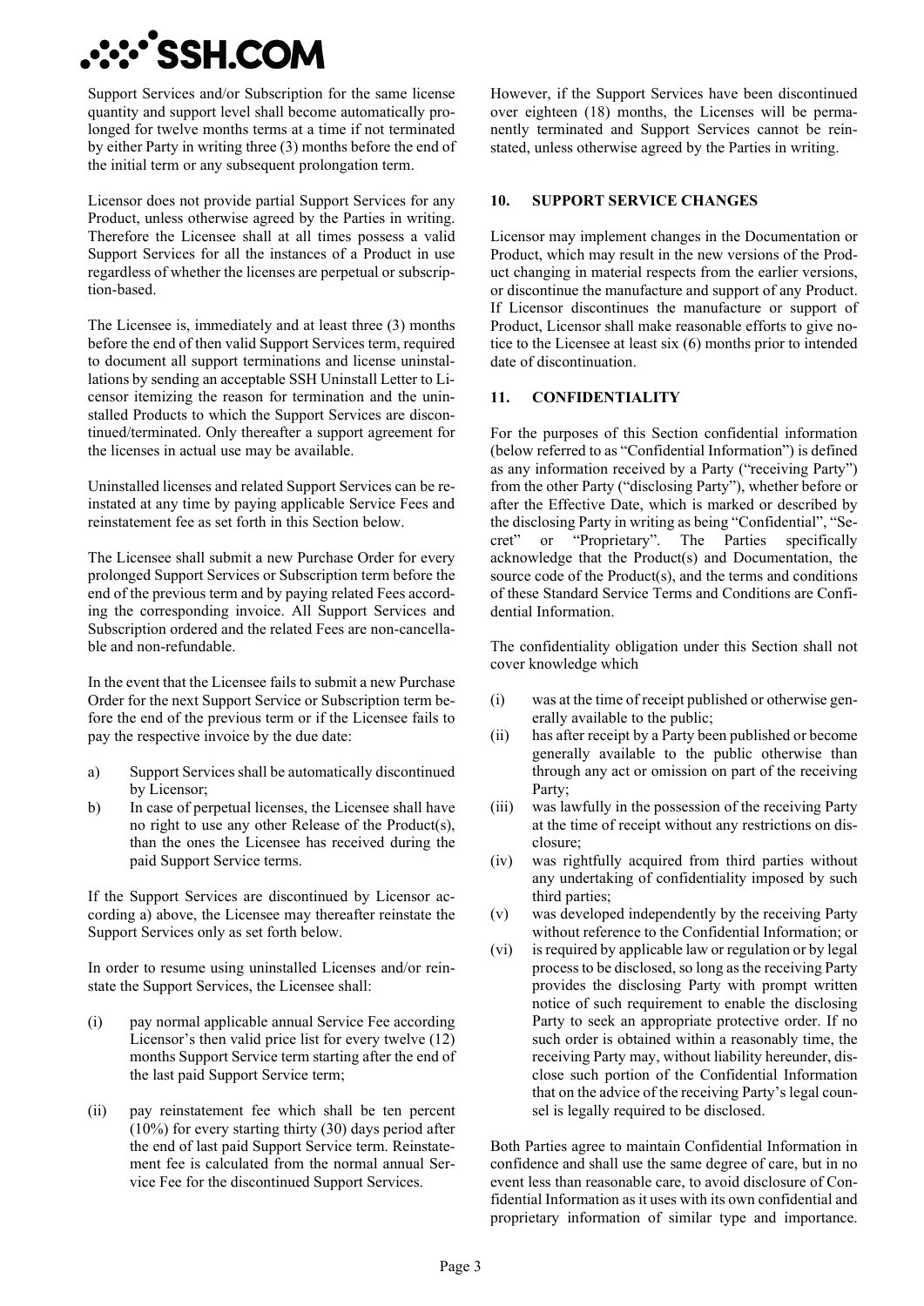Support Services and/or Subscription for the same license quantity and support level shall become automatically prolonged for twelve months terms at a time if not terminated by either Party in writing three (3) months before the end of the initial term or any subsequent prolongation term.

Licensor does not provide partial Support Services for any Product, unless otherwise agreed by the Parties in writing. Therefore the Licensee shall at all times possess a valid Support Services for all the instances of a Product in use regardless of whether the licenses are perpetual or subscription-based.

The Licensee is, immediately and at least three (3) months before the end of then valid Support Services term, required to document all support terminations and license uninstallations by sending an acceptable SSH Uninstall Letter to Licensor itemizing the reason for termination and the uninstalled Products to which the Support Services are discontinued/terminated. Only thereafter a support agreement for the licenses in actual use may be available.

Uninstalled licenses and related Support Services can be reinstated at any time by paying applicable Service Fees and reinstatement fee as set forth in this Section below.

The Licensee shall submit a new Purchase Order for every prolonged Support Services or Subscription term before the end of the previous term and by paying related Fees according the corresponding invoice. All Support Services and Subscription ordered and the related Fees are non-cancellable and non-refundable.

In the event that the Licensee fails to submit a new Purchase Order for the next Support Service or Subscription term before the end of the previous term or if the Licensee fails to pay the respective invoice by the due date:

a) Support Services shall be automatically discontinued by Licensor;
b) In case of perpetual licenses, the Licensee shall have no right to use any other Release of the Product(s), than the ones the Licensee has received during the paid Support Service terms.

If the Support Services are discontinued by Licensor according a) above, the Licensee may thereafter reinstate the Support Services only as set forth below.

In order to resume using uninstalled Licenses and/or reinstate the Support Services, the Licensee shall:

(i) pay normal applicable annual Service Fee according Licensor's then valid price list for every twelve (12) months Support Service term starting after the end of the last paid Support Service term;

(ii) pay reinstatement fee which shall be ten percent (10%) for every starting thirty (30) days period after the end of last paid Support Service term. Reinstatement fee is calculated from the normal annual Service Fee for the discontinued Support Services.

However, if the Support Services have been discontinued over eighteen (18) months, the Licenses will be permanently terminated and Support Services cannot be reinstated, unless otherwise agreed by the Parties in writing.

## 10. SUPPORT SERVICE CHANGES

Licensor may implement changes in the Documentation or Product, which may result in the new versions of the Product changing in material respects from the earlier versions, or discontinue the manufacture and support of any Product. If Licensor discontinues the manufacture or support of Product, Licensor shall make reasonable efforts to give notice to the Licensee at least six (6) months prior to intended date of discontinuation.

## 11. CONFIDENTIALITY

For the purposes of this Section confidential information (below referred to as "Confidential Information") is defined as any information received by a Party ("receiving Party") from the other Party ("disclosing Party"), whether before or after the Effective Date, which is marked or described by the disclosing Party in writing as being "Confidential", "Secret" or "Proprietary". The Parties specifically acknowledge that the Product(s) and Documentation, the source code of the Product(s), and the terms and conditions of these Standard Service Terms and Conditions are Confidential Information.

The confidentiality obligation under this Section shall not cover knowledge which

(i) was at the time of receipt published or otherwise generally available to the public;
(ii) has after receipt by a Party been published or become generally available to the public otherwise than through any act or omission on part of the receiving Party;
(iii) was lawfully in the possession of the receiving Party at the time of receipt without any restrictions on disclosure;
(iv) was rightfully acquired from third parties without any undertaking of confidentiality imposed by such third parties;
(v) was developed independently by the receiving Party without reference to the Confidential Information; or
(vi) is required by applicable law or regulation or by legal process to be disclosed, so long as the receiving Party provides the disclosing Party with prompt written notice of such requirement to enable the disclosing Party to seek an appropriate protective order. If no such order is obtained within a reasonably time, the receiving Party may, without liability hereunder, disclose such portion of the Confidential Information that on the advice of the receiving Party's legal counsel is legally required to be disclosed.

Both Parties agree to maintain Confidential Information in confidence and shall use the same degree of care, but in no event less than reasonable care, to avoid disclosure of Confidential Information as it uses with its own confidential and proprietary information of similar type and importance.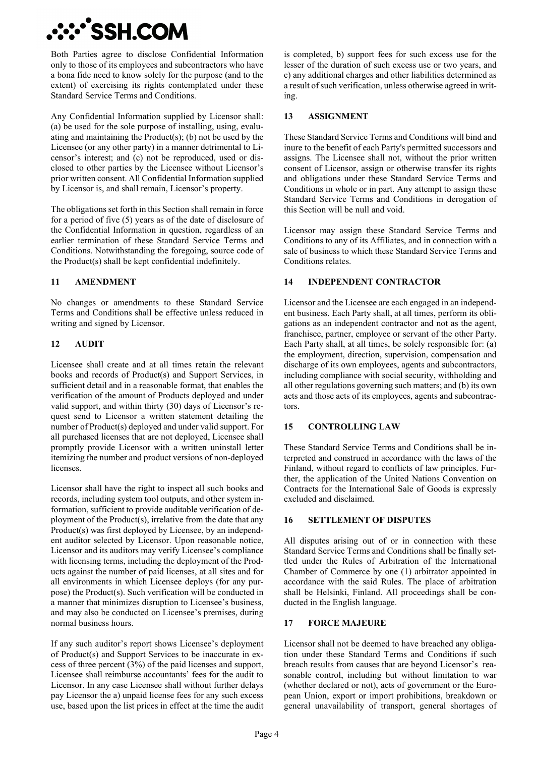Both Parties agree to disclose Confidential Information only to those of its employees and subcontractors who have a bona fide need to know solely for the purpose (and to the extent) of exercising its rights contemplated under these Standard Service Terms and Conditions.

Any Confidential Information supplied by Licensor shall: (a) be used for the sole purpose of installing, using, evaluating and maintaining the Product(s); (b) not be used by the Licensee (or any other party) in a manner detrimental to Licensor's interest; and (c) not be reproduced, used or disclosed to other parties by the Licensee without Licensor's prior written consent. All Confidential Information supplied by Licensor is, and shall remain, Licensor's property.

The obligations set forth in this Section shall remain in force for a period of five (5) years as of the date of disclosure of the Confidential Information in question, regardless of an earlier termination of these Standard Service Terms and Conditions. Notwithstanding the foregoing, source code of the Product(s) shall be kept confidential indefinitely.

## 11 AMENDMENT

No changes or amendments to these Standard Service Terms and Conditions shall be effective unless reduced in writing and signed by Licensor.

## 12 AUDIT

Licensee shall create and at all times retain the relevant books and records of Product(s) and Support Services, in sufficient detail and in a reasonable format, that enables the verification of the amount of Products deployed and under valid support, and within thirty (30) days of Licensor's request send to Licensor a written statement detailing the number of Product(s) deployed and under valid support. For all purchased licenses that are not deployed, Licensee shall promptly provide Licensor with a written uninstall letter itemizing the number and product versions of non-deployed licenses.

Licensor shall have the right to inspect all such books and records, including system tool outputs, and other system information, sufficient to provide auditable verification of deployment of the Product(s), irrelative from the date that any Product(s) was first deployed by Licensee, by an independent auditor selected by Licensor. Upon reasonable notice, Licensor and its auditors may verify Licensee's compliance with licensing terms, including the deployment of the Products against the number of paid licenses, at all sites and for all environments in which Licensee deploys (for any purpose) the Product(s). Such verification will be conducted in a manner that minimizes disruption to Licensee's business, and may also be conducted on Licensee's premises, during normal business hours.

If any such auditor's report shows Licensee's deployment of Product(s) and Support Services to be inaccurate in excess of three percent (3%) of the paid licenses and support, Licensee shall reimburse accountants' fees for the audit to Licensor. In any case Licensee shall without further delays pay Licensor the a) unpaid license fees for any such excess use, based upon the list prices in effect at the time the audit is completed, b) support fees for such excess use for the lesser of the duration of such excess use or two years, and c) any additional charges and other liabilities determined as a result of such verification, unless otherwise agreed in writing.

## 13 ASSIGNMENT

These Standard Service Terms and Conditions will bind and inure to the benefit of each Party's permitted successors and assigns. The Licensee shall not, without the prior written consent of Licensor, assign or otherwise transfer its rights and obligations under these Standard Service Terms and Conditions in whole or in part. Any attempt to assign these Standard Service Terms and Conditions in derogation of this Section will be null and void.

Licensor may assign these Standard Service Terms and Conditions to any of its Affiliates, and in connection with a sale of business to which these Standard Service Terms and Conditions relates.

## 14 INDEPENDENT CONTRACTOR

Licensor and the Licensee are each engaged in an independent business. Each Party shall, at all times, perform its obligations as an independent contractor and not as the agent, franchisee, partner, employee or servant of the other Party. Each Party shall, at all times, be solely responsible for: (a) the employment, direction, supervision, compensation and discharge of its own employees, agents and subcontractors, including compliance with social security, withholding and all other regulations governing such matters; and (b) its own acts and those acts of its employees, agents and subcontractors.

## 15 CONTROLLING LAW

These Standard Service Terms and Conditions shall be interpreted and construed in accordance with the laws of the Finland, without regard to conflicts of law principles. Further, the application of the United Nations Convention on Contracts for the International Sale of Goods is expressly excluded and disclaimed.

## 16 SETTLEMENT OF DISPUTES

All disputes arising out of or in connection with these Standard Service Terms and Conditions shall be finally settled under the Rules of Arbitration of the International Chamber of Commerce by one (1) arbitrator appointed in accordance with the said Rules. The place of arbitration shall be Helsinki, Finland. All proceedings shall be conducted in the English language.

## 17 FORCE MAJEURE

Licensor shall not be deemed to have breached any obligation under these Standard Terms and Conditions if such breach results from causes that are beyond Licensor's reasonable control, including but without limitation to war (whether declared or not), acts of government or the European Union, export or import prohibitions, breakdown or general unavailability of transport, general shortages of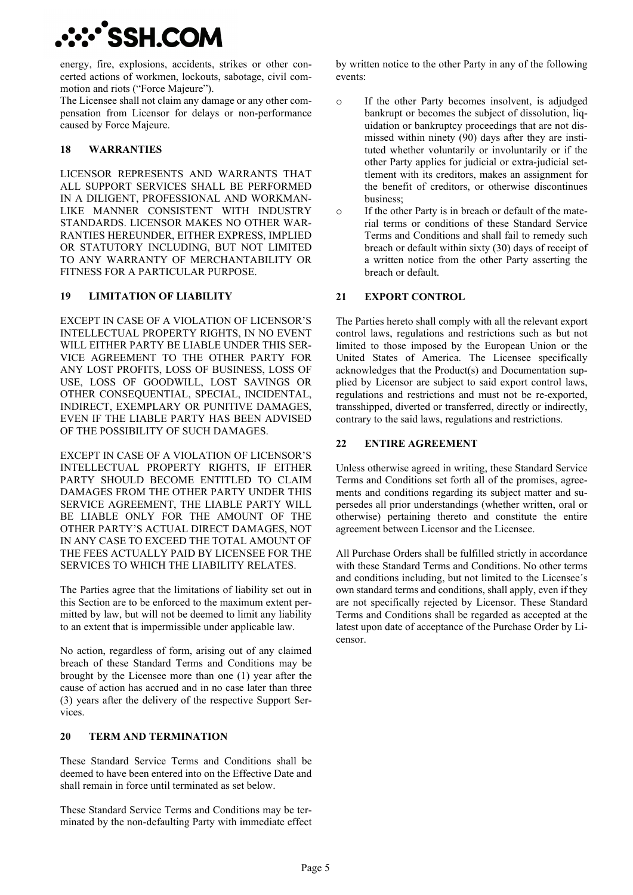energy, fire, explosions, accidents, strikes or other concerted actions of workmen, lockouts, sabotage, civil commotion and riots ("Force Majeure").

The Licensee shall not claim any damage or any other compensation from Licensor for delays or non-performance caused by Force Majeure.

## 18 WARRANTIES

LICENSOR REPRESENTS AND WARRANTS THAT ALL SUPPORT SERVICES SHALL BE PERFORMED IN A DILIGENT, PROFESSIONAL AND WORKMANLIKE MANNER CONSISTENT WITH INDUSTRY STANDARDS. LICENSOR MAKES NO OTHER WARRANTIES HEREUNDER, EITHER EXPRESS, IMPLIED OR STATUTORY INCLUDING, BUT NOT LIMITED TO ANY WARRANTY OF MERCHANTABILITY OR FITNESS FOR A PARTICULAR PURPOSE.

## 19 LIMITATION OF LIABILITY

EXCEPT IN CASE OF A VIOLATION OF LICENSOR'S INTELLECTUAL PROPERTY RIGHTS, IN NO EVENT WILL EITHER PARTY BE LIABLE UNDER THIS SERVICE AGREEMENT TO THE OTHER PARTY FOR ANY LOST PROFITS, LOSS OF BUSINESS, LOSS OF USE, LOSS OF GOODWILL, LOST SAVINGS OR OTHER CONSEQUENTIAL, SPECIAL, INCIDENTAL, INDIRECT, EXEMPLARY OR PUNITIVE DAMAGES, EVEN IF THE LIABLE PARTY HAS BEEN ADVISED OF THE POSSIBILITY OF SUCH DAMAGES.

EXCEPT IN CASE OF A VIOLATION OF LICENSOR'S INTELLECTUAL PROPERTY RIGHTS, IF EITHER PARTY SHOULD BECOME ENTITLED TO CLAIM DAMAGES FROM THE OTHER PARTY UNDER THIS SERVICE AGREEMENT, THE LIABLE PARTY WILL BE LIABLE ONLY FOR THE AMOUNT OF THE OTHER PARTY'S ACTUAL DIRECT DAMAGES, NOT IN ANY CASE TO EXCEED THE TOTAL AMOUNT OF THE FEES ACTUALLY PAID BY LICENSEE FOR THE SERVICES TO WHICH THE LIABILITY RELATES.

The Parties agree that the limitations of liability set out in this Section are to be enforced to the maximum extent permitted by law, but will not be deemed to limit any liability to an extent that is impermissible under applicable law.

No action, regardless of form, arising out of any claimed breach of these Standard Terms and Conditions may be brought by the Licensee more than one (1) year after the cause of action has accrued and in no case later than three (3) years after the delivery of the respective Support Services.

## 20 TERM AND TERMINATION

These Standard Service Terms and Conditions shall be deemed to have been entered into on the Effective Date and shall remain in force until terminated as set below.

These Standard Service Terms and Conditions may be terminated by the non-defaulting Party with immediate effect by written notice to the other Party in any of the following events:

- If the other Party becomes insolvent, is adjudged bankrupt or becomes the subject of dissolution, liquidation or bankruptcy proceedings that are not dismissed within ninety (90) days after they are instituted whether voluntarily or involuntarily or if the other Party applies for judicial or extra-judicial settlement with its creditors, makes an assignment for the benefit of creditors, or otherwise discontinues business;
- If the other Party is in breach or default of the material terms or conditions of these Standard Service Terms and Conditions and shall fail to remedy such breach or default within sixty (30) days of receipt of a written notice from the other Party asserting the breach or default.

## 21 EXPORT CONTROL

The Parties hereto shall comply with all the relevant export control laws, regulations and restrictions such as but not limited to those imposed by the European Union or the United States of America. The Licensee specifically acknowledges that the Product(s) and Documentation supplied by Licensor are subject to said export control laws, regulations and restrictions and must not be re-exported, transshipped, diverted or transferred, directly or indirectly, contrary to the said laws, regulations and restrictions.

## 22 ENTIRE AGREEMENT

Unless otherwise agreed in writing, these Standard Service Terms and Conditions set forth all of the promises, agreements and conditions regarding its subject matter and supersedes all prior understandings (whether written, oral or otherwise) pertaining thereto and constitute the entire agreement between Licensor and the Licensee.

All Purchase Orders shall be fulfilled strictly in accordance with these Standard Terms and Conditions. No other terms and conditions including, but not limited to the Licensee´s own standard terms and conditions, shall apply, even if they are not specifically rejected by Licensor. These Standard Terms and Conditions shall be regarded as accepted at the latest upon date of acceptance of the Purchase Order by Licensor.